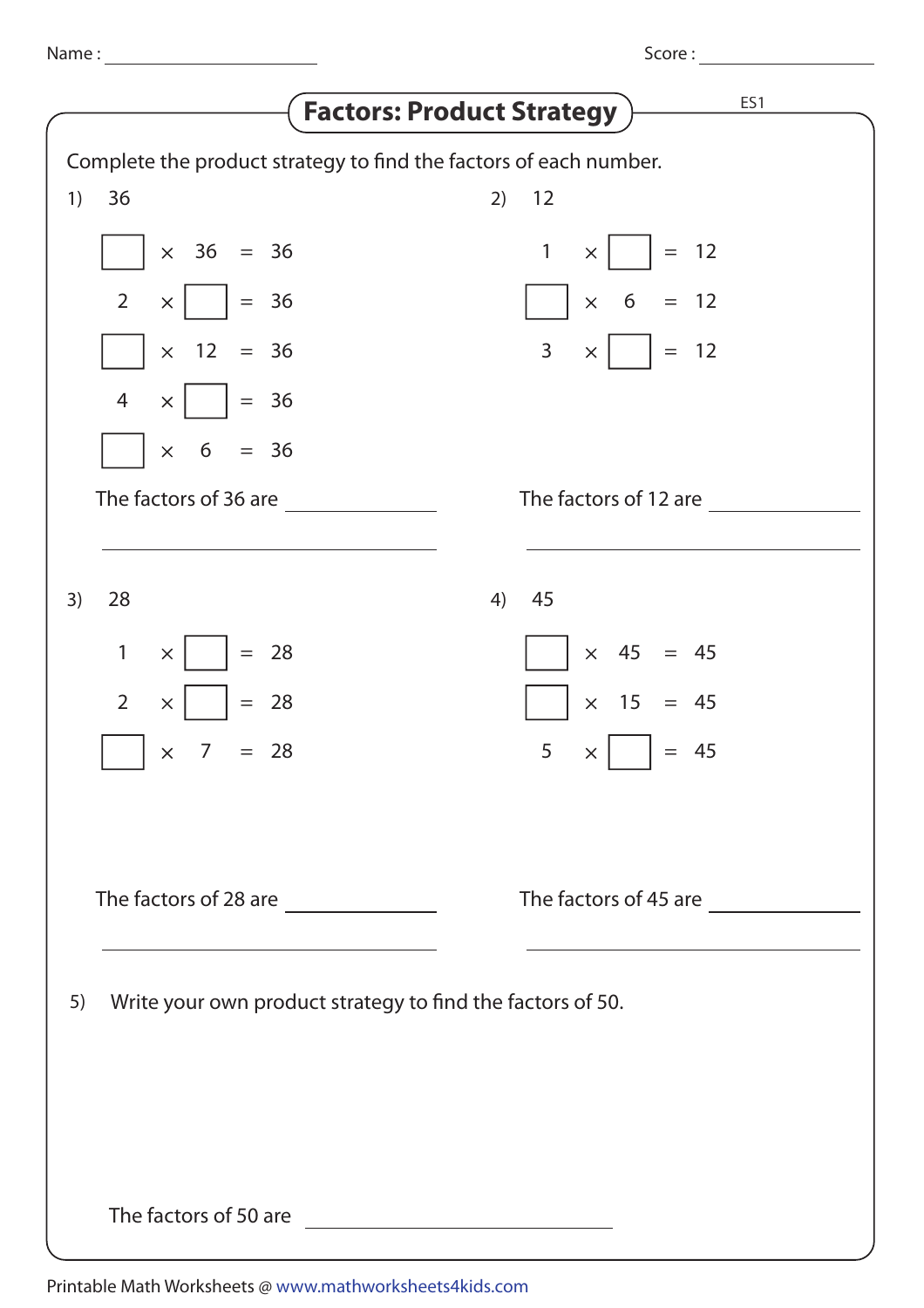Name : ____________________ Score : ____________________

# Factors: Product Strategy

ES1

Complete the product strategy to find the factors of each number.

1) 36

☐ × 36 = 36

2 × ☐ = 36

☐ × 12 = 36

4 × ☐ = 36

☐ × 6 = 36

The factors of 36 are ____________________

____________________

2) 12

1 × ☐ = 12

☐ × 6 = 12

3 × ☐ = 12

The factors of 12 are ____________________

____________________

3) 28

1 × ☐ = 28

2 × ☐ = 28

☐ × 7 = 28

The factors of 28 are ____________________

____________________

4) 45

☐ × 45 = 45

☐ × 15 = 45

5 × ☐ = 45

The factors of 45 are ____________________

____________________

5) Write your own product strategy to find the factors of 50.

The factors of 50 are ____________________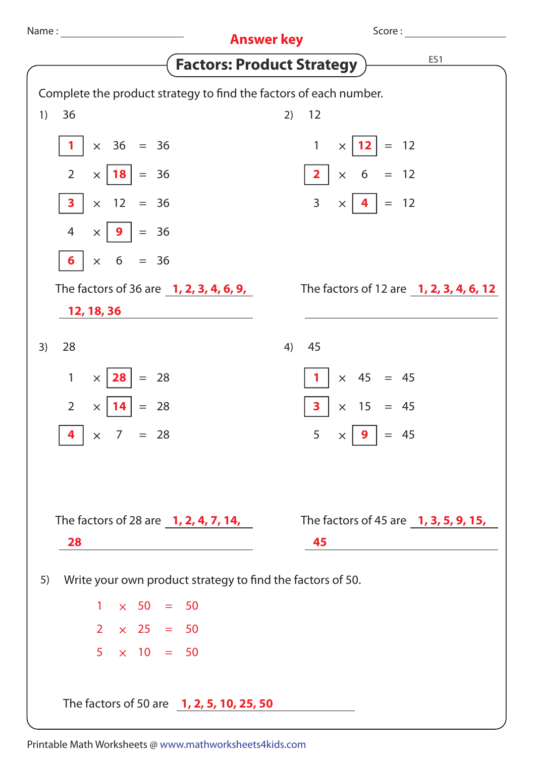Name : ____________ **Answer key** Score : ____________

# Factors: Product Strategy

ES1

Complete the product strategy to find the factors of each number.

1) 36

**1** × 36 = 36

2 × **18** = 36

**3** × 12 = 36

4 × **9** = 36

**6** × 6 = 36

The factors of 36 are **1, 2, 3, 4, 6, 9, 12, 18, 36**

2) 12

1 × **12** = 12

**2** × 6 = 12

3 × **4** = 12

The factors of 12 are **1, 2, 3, 4, 6, 12**

3) 28

1 × **28** = 28

2 × **14** = 28

**4** × 7 = 28

The factors of 28 are **1, 2, 4, 7, 14, 28**

4) 45

**1** × 45 = 45

**3** × 15 = 45

5 × **9** = 45

The factors of 45 are **1, 3, 5, 9, 15, 45**

5) Write your own product strategy to find the factors of 50.

1 × 50 = 50

2 × 25 = 50

5 × 10 = 50

The factors of 50 are **1, 2, 5, 10, 25, 50**

Printable Math Worksheets @ www.mathworksheets4kids.com